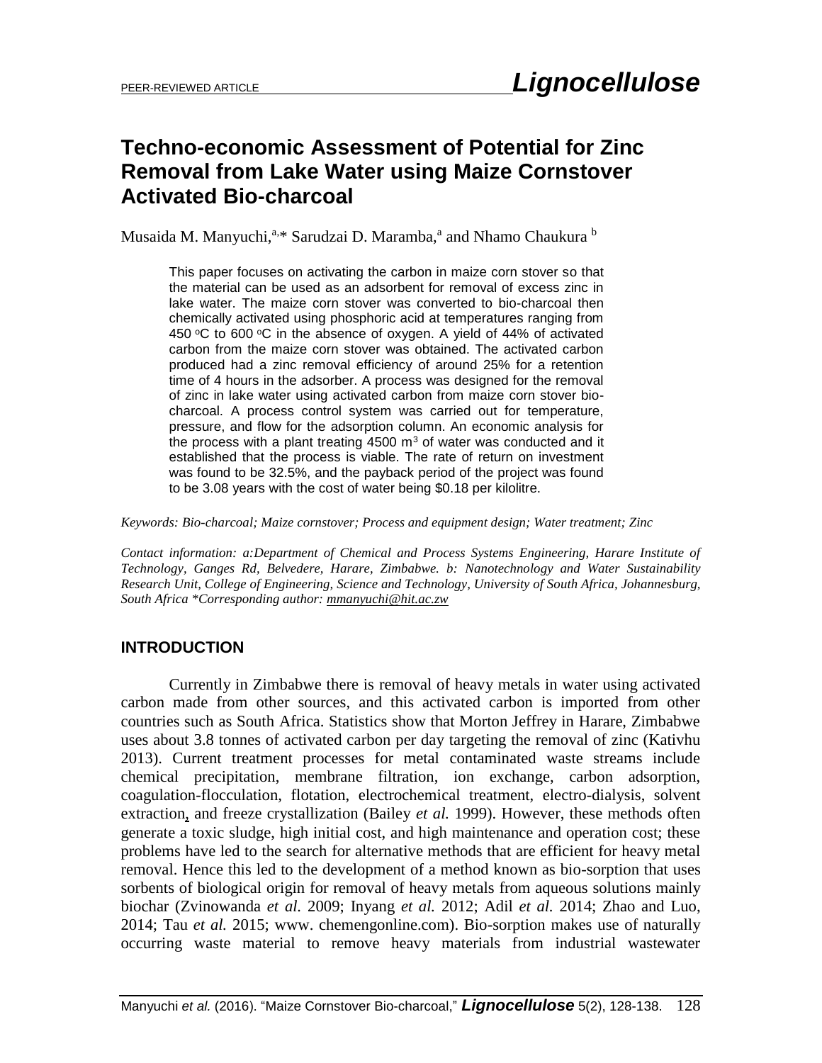PEER-REVIEWED ARTICLE

# Techno-economic Assessment of Potential for Zinc Removal from Lake Water using Maize Cornstover Activated Bio-charcoal

Musaida M. Manyuchi,[a,]* Sarudzai D. Maramba,[a] and Nhamo Chaukura [b]

This paper focuses on activating the carbon in maize corn stover so that the material can be used as an adsorbent for removal of excess zinc in lake water. The maize corn stover was converted to bio-charcoal then chemically activated using phosphoric acid at temperatures ranging from 450 °C to 600 °C in the absence of oxygen. A yield of 44% of activated carbon from the maize corn stover was obtained. The activated carbon produced had a zinc removal efficiency of around 25% for a retention time of 4 hours in the adsorber. A process was designed for the removal of zinc in lake water using activated carbon from maize corn stover bio-charcoal. A process control system was carried out for temperature, pressure, and flow for the adsorption column. An economic analysis for the process with a plant treating 4500 $m^3$ of water was conducted and it established that the process is viable. The rate of return on investment was found to be 32.5%, and the payback period of the project was found to be 3.08 years with the cost of water being $0.18 per kilolitre.

*Keywords: Bio-charcoal; Maize cornstover; Process and equipment design; Water treatment; Zinc*

*Contact information: a:Department of Chemical and Process Systems Engineering, Harare Institute of Technology, Ganges Rd, Belvedere, Harare, Zimbabwe. b: Nanotechnology and Water Sustainability Research Unit, College of Engineering, Science and Technology, University of South Africa, Johannesburg, South Africa *Corresponding author: mmanyuchi@hit.ac.zw*

## INTRODUCTION

Currently in Zimbabwe there is removal of heavy metals in water using activated carbon made from other sources, and this activated carbon is imported from other countries such as South Africa. Statistics show that Morton Jeffrey in Harare, Zimbabwe uses about 3.8 tonnes of activated carbon per day targeting the removal of zinc (Kativhu 2013). Current treatment processes for metal contaminated waste streams include chemical precipitation, membrane filtration, ion exchange, carbon adsorption, coagulation-flocculation, flotation, electrochemical treatment, electro-dialysis, solvent extraction, and freeze crystallization (Bailey *et al.* 1999). However, these methods often generate a toxic sludge, high initial cost, and high maintenance and operation cost; these problems have led to the search for alternative methods that are efficient for heavy metal removal. Hence this led to the development of a method known as bio-sorption that uses sorbents of biological origin for removal of heavy metals from aqueous solutions mainly biochar (Zvinowanda *et al.* 2009; Inyang *et al.* 2012; Adil *et al.* 2014; Zhao and Luo, 2014; Tau *et al.* 2015; www. chemengonline.com). Bio-sorption makes use of naturally occurring waste material to remove heavy materials from industrial wastewater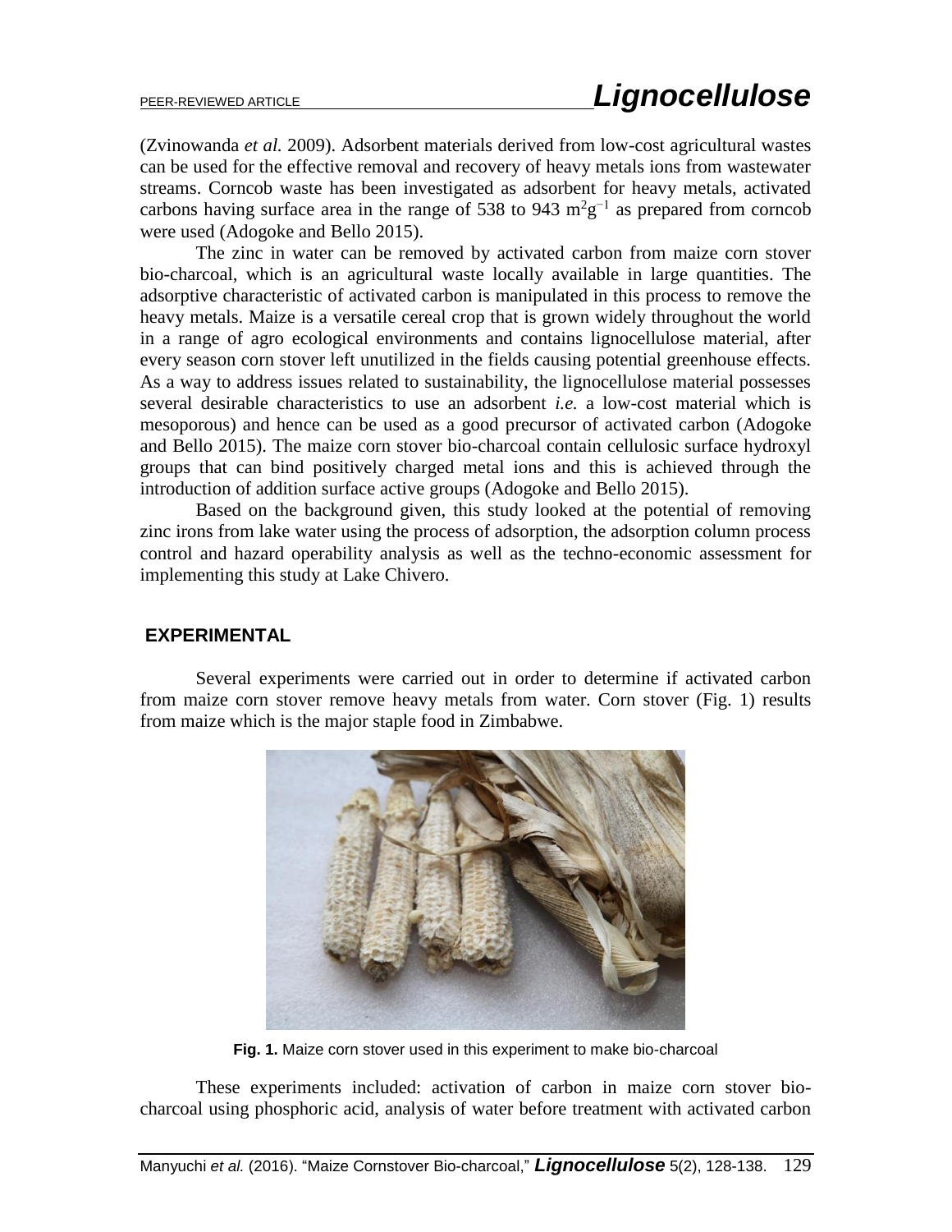(Zvinowanda *et al.* 2009). Adsorbent materials derived from low-cost agricultural wastes can be used for the effective removal and recovery of heavy metals ions from wastewater streams. Corncob waste has been investigated as adsorbent for heavy metals, activated carbons having surface area in the range of 538 to 943 $m^2g^{-1}$ as prepared from corncob were used (Adogoke and Bello 2015).

The zinc in water can be removed by activated carbon from maize corn stover bio-charcoal, which is an agricultural waste locally available in large quantities. The adsorptive characteristic of activated carbon is manipulated in this process to remove the heavy metals. Maize is a versatile cereal crop that is grown widely throughout the world in a range of agro ecological environments and contains lignocellulose material, after every season corn stover left unutilized in the fields causing potential greenhouse effects. As a way to address issues related to sustainability, the lignocellulose material possesses several desirable characteristics to use an adsorbent *i.e.* a low-cost material which is mesoporous) and hence can be used as a good precursor of activated carbon (Adogoke and Bello 2015). The maize corn stover bio-charcoal contain cellulosic surface hydroxyl groups that can bind positively charged metal ions and this is achieved through the introduction of addition surface active groups (Adogoke and Bello 2015).

Based on the background given, this study looked at the potential of removing zinc irons from lake water using the process of adsorption, the adsorption column process control and hazard operability analysis as well as the techno-economic assessment for implementing this study at Lake Chivero.

## EXPERIMENTAL

Several experiments were carried out in order to determine if activated carbon from maize corn stover remove heavy metals from water. Corn stover (Fig. 1) results from maize which is the major staple food in Zimbabwe.

**Fig. 1.** Maize corn stover used in this experiment to make bio-charcoal

These experiments included: activation of carbon in maize corn stover bio-charcoal using phosphoric acid, analysis of water before treatment with activated carbon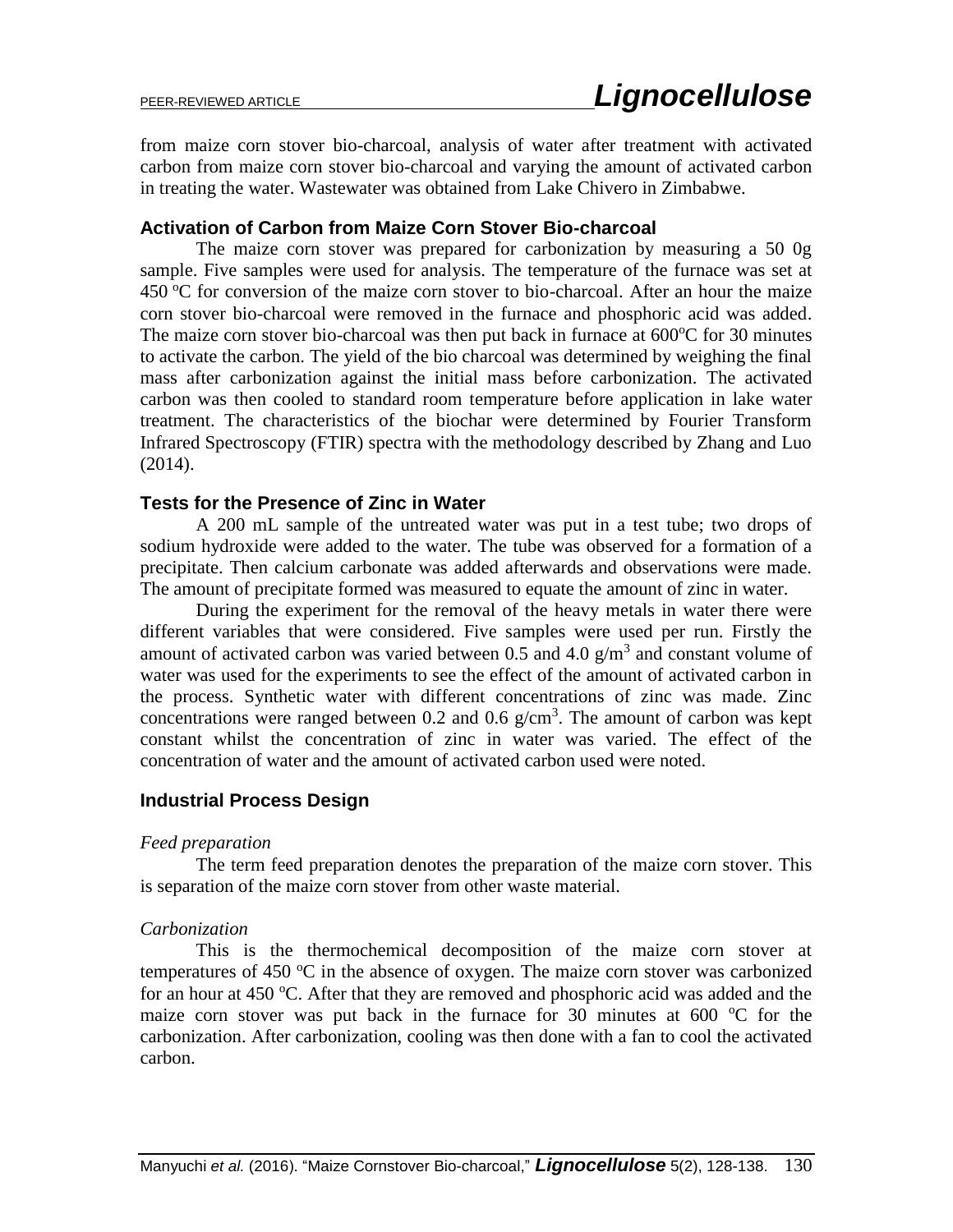from maize corn stover bio-charcoal, analysis of water after treatment with activated carbon from maize corn stover bio-charcoal and varying the amount of activated carbon in treating the water. Wastewater was obtained from Lake Chivero in Zimbabwe.

## Activation of Carbon from Maize Corn Stover Bio-charcoal

The maize corn stover was prepared for carbonization by measuring a 50 0g sample. Five samples were used for analysis. The temperature of the furnace was set at 450 °C for conversion of the maize corn stover to bio-charcoal. After an hour the maize corn stover bio-charcoal were removed in the furnace and phosphoric acid was added. The maize corn stover bio-charcoal was then put back in furnace at 600°C for 30 minutes to activate the carbon. The yield of the bio charcoal was determined by weighing the final mass after carbonization against the initial mass before carbonization. The activated carbon was then cooled to standard room temperature before application in lake water treatment. The characteristics of the biochar were determined by Fourier Transform Infrared Spectroscopy (FTIR) spectra with the methodology described by Zhang and Luo (2014).

## Tests for the Presence of Zinc in Water

A 200 mL sample of the untreated water was put in a test tube; two drops of sodium hydroxide were added to the water. The tube was observed for a formation of a precipitate. Then calcium carbonate was added afterwards and observations were made. The amount of precipitate formed was measured to equate the amount of zinc in water.

During the experiment for the removal of the heavy metals in water there were different variables that were considered. Five samples were used per run. Firstly the amount of activated carbon was varied between 0.5 and 4.0 $g/m^3$ and constant volume of water was used for the experiments to see the effect of the amount of activated carbon in the process. Synthetic water with different concentrations of zinc was made. Zinc concentrations were ranged between 0.2 and 0.6 $g/cm^3$. The amount of carbon was kept constant whilst the concentration of zinc in water was varied. The effect of the concentration of water and the amount of activated carbon used were noted.

## Industrial Process Design

### *Feed preparation*

The term feed preparation denotes the preparation of the maize corn stover. This is separation of the maize corn stover from other waste material.

### *Carbonization*

This is the thermochemical decomposition of the maize corn stover at temperatures of 450 °C in the absence of oxygen. The maize corn stover was carbonized for an hour at 450 °C. After that they are removed and phosphoric acid was added and the maize corn stover was put back in the furnace for 30 minutes at 600 °C for the carbonization. After carbonization, cooling was then done with a fan to cool the activated carbon.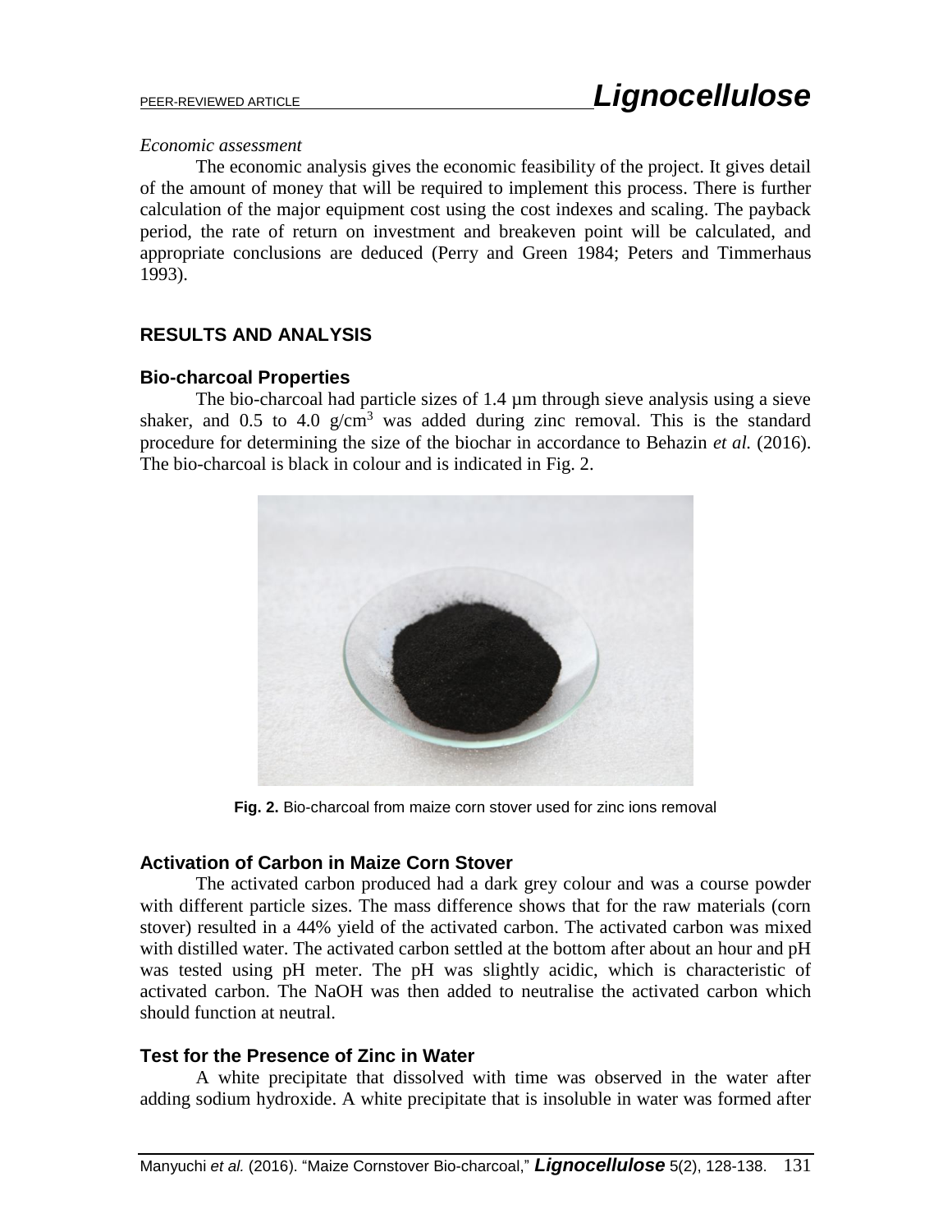*Economic assessment*

The economic analysis gives the economic feasibility of the project. It gives detail of the amount of money that will be required to implement this process. There is further calculation of the major equipment cost using the cost indexes and scaling. The payback period, the rate of return on investment and breakeven point will be calculated, and appropriate conclusions are deduced (Perry and Green 1984; Peters and Timmerhaus 1993).

## RESULTS AND ANALYSIS

### Bio-charcoal Properties

The bio-charcoal had particle sizes of 1.4 µm through sieve analysis using a sieve shaker, and 0.5 to 4.0 g/cm$^3$ was added during zinc removal. This is the standard procedure for determining the size of the biochar in accordance to Behazin *et al.* (2016). The bio-charcoal is black in colour and is indicated in Fig. 2.

**Fig. 2.** Bio-charcoal from maize corn stover used for zinc ions removal

### Activation of Carbon in Maize Corn Stover

The activated carbon produced had a dark grey colour and was a course powder with different particle sizes. The mass difference shows that for the raw materials (corn stover) resulted in a 44% yield of the activated carbon. The activated carbon was mixed with distilled water. The activated carbon settled at the bottom after about an hour and pH was tested using pH meter. The pH was slightly acidic, which is characteristic of activated carbon. The NaOH was then added to neutralise the activated carbon which should function at neutral.

### Test for the Presence of Zinc in Water

A white precipitate that dissolved with time was observed in the water after adding sodium hydroxide. A white precipitate that is insoluble in water was formed after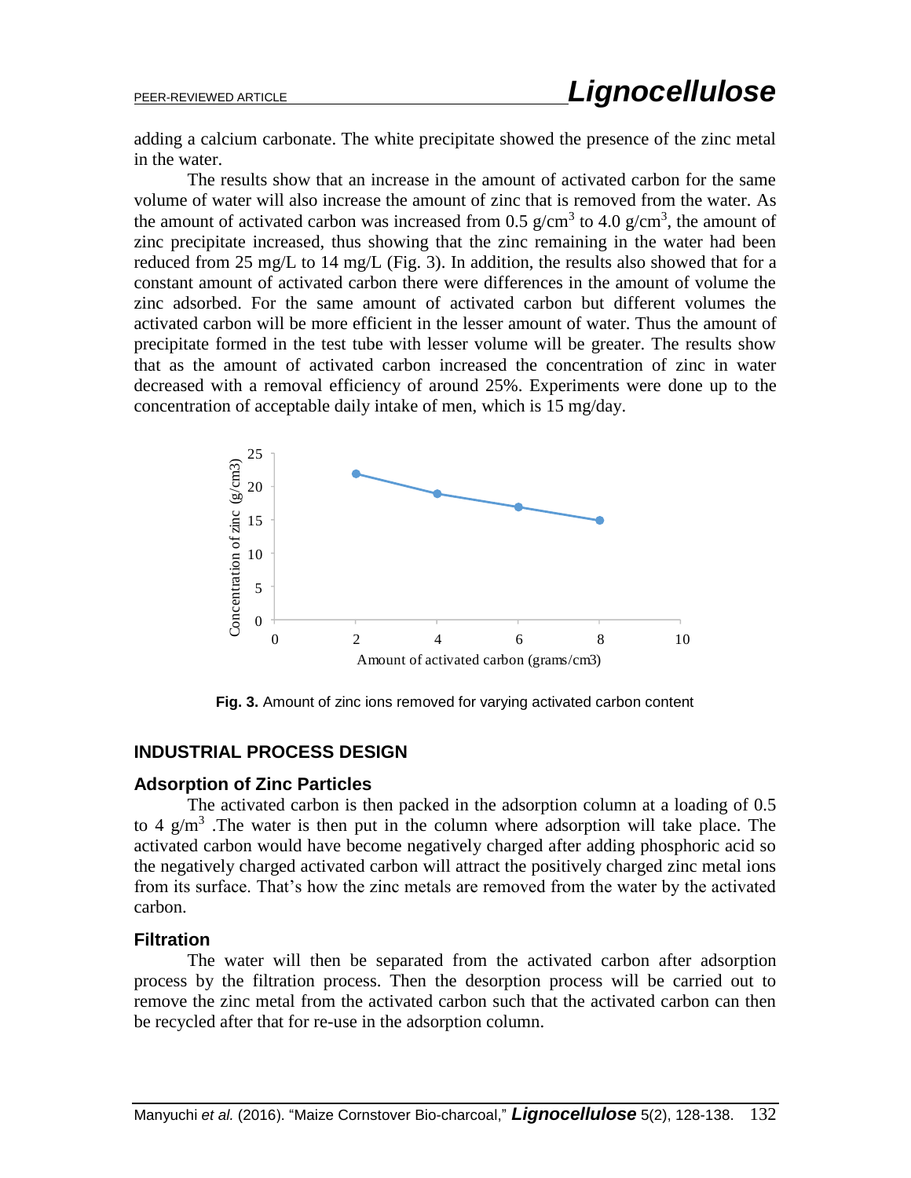adding a calcium carbonate. The white precipitate showed the presence of the zinc metal in the water.

The results show that an increase in the amount of activated carbon for the same volume of water will also increase the amount of zinc that is removed from the water. As the amount of activated carbon was increased from 0.5 $g/cm^3$ to 4.0 $g/cm^3$, the amount of zinc precipitate increased, thus showing that the zinc remaining in the water had been reduced from 25 mg/L to 14 mg/L (Fig. 3). In addition, the results also showed that for a constant amount of activated carbon there were differences in the amount of volume the zinc adsorbed. For the same amount of activated carbon but different volumes the activated carbon will be more efficient in the lesser amount of water. Thus the amount of precipitate formed in the test tube with lesser volume will be greater. The results show that as the amount of activated carbon increased the concentration of zinc in water decreased with a removal efficiency of around 25%. Experiments were done up to the concentration of acceptable daily intake of men, which is 15 mg/day.

**Fig. 3.** Amount of zinc ions removed for varying activated carbon content

## INDUSTRIAL PROCESS DESIGN

### Adsorption of Zinc Particles

The activated carbon is then packed in the adsorption column at a loading of 0.5 to 4 $g/m^3$ .The water is then put in the column where adsorption will take place. The activated carbon would have become negatively charged after adding phosphoric acid so the negatively charged activated carbon will attract the positively charged zinc metal ions from its surface. That's how the zinc metals are removed from the water by the activated carbon.

### Filtration

The water will then be separated from the activated carbon after adsorption process by the filtration process. Then the desorption process will be carried out to remove the zinc metal from the activated carbon such that the activated carbon can then be recycled after that for re-use in the adsorption column.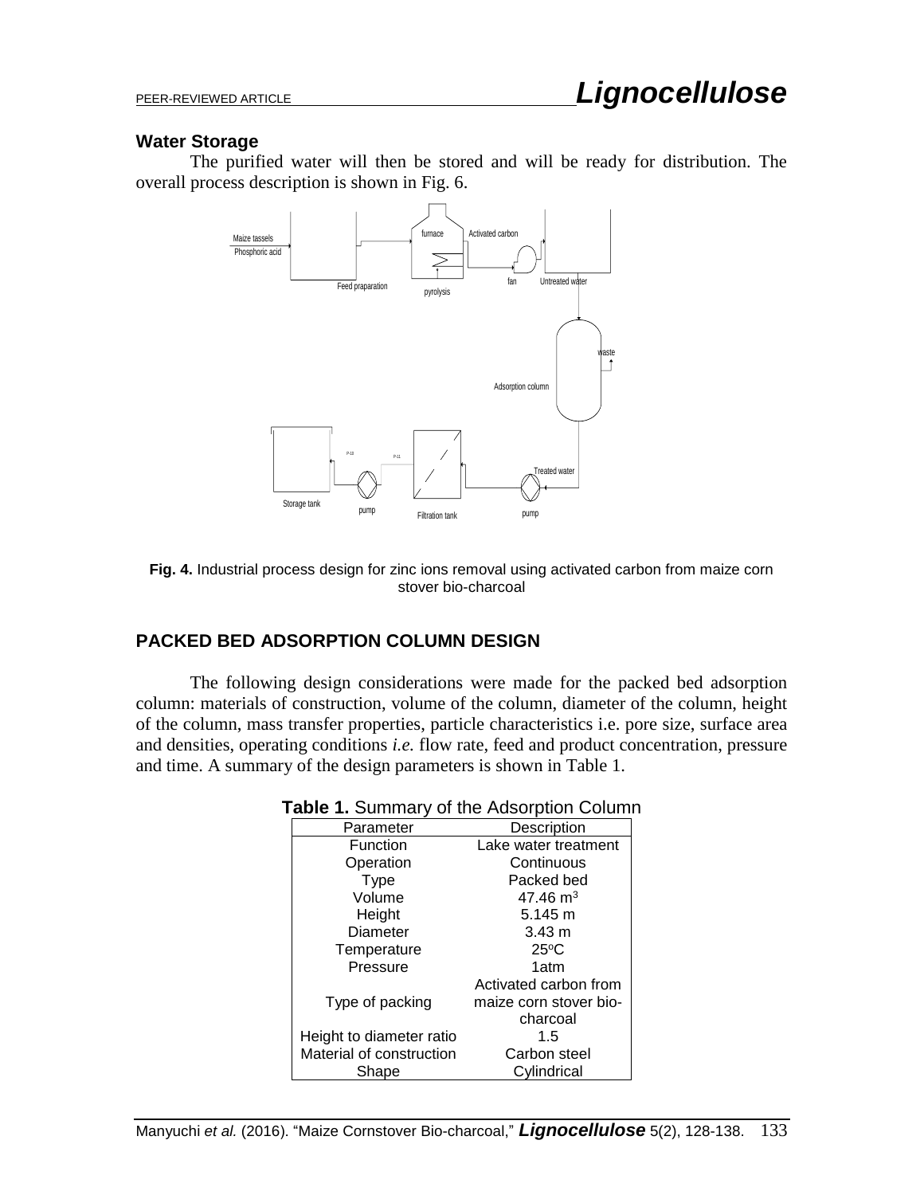### Water Storage

The purified water will then be stored and will be ready for distribution. The overall process description is shown in Fig. 6.

**Fig. 4.** Industrial process design for zinc ions removal using activated carbon from maize corn stover bio-charcoal

## PACKED BED ADSORPTION COLUMN DESIGN

The following design considerations were made for the packed bed adsorption column: materials of construction, volume of the column, diameter of the column, height of the column, mass transfer properties, particle characteristics i.e. pore size, surface area and densities, operating conditions *i.e.* flow rate, feed and product concentration, pressure and time. A summary of the design parameters is shown in Table 1.

**Table 1.** Summary of the Adsorption Column

| Parameter | Description |
|---|---|
| Function | Lake water treatment |
| Operation | Continuous |
| Type | Packed bed |
| Volume | 47.46 $m^3$ |
| Height | 5.145 m |
| Diameter | 3.43 m |
| Temperature | 25°C |
| Pressure | 1atm |
| Type of packing | Activated carbon from maize corn stover bio-charcoal |
| Height to diameter ratio | 1.5 |
| Material of construction | Carbon steel |
| Shape | Cylindrical |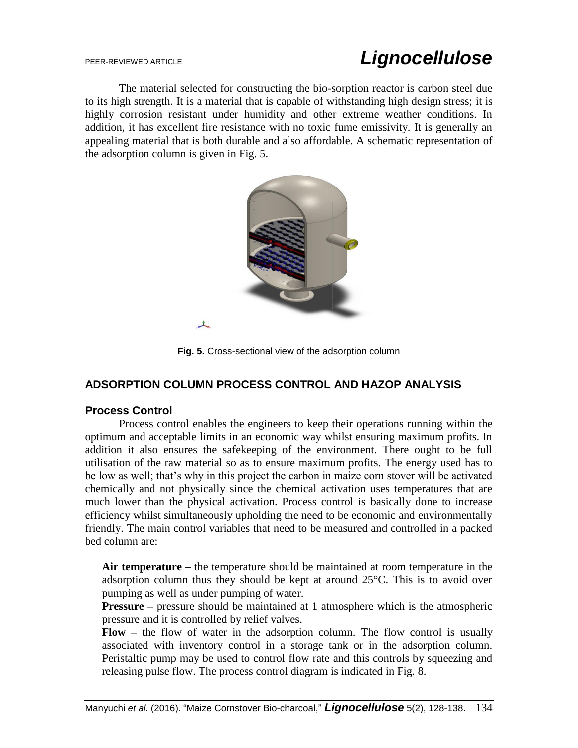The material selected for constructing the bio-sorption reactor is carbon steel due to its high strength. It is a material that is capable of withstanding high design stress; it is highly corrosion resistant under humidity and other extreme weather conditions. In addition, it has excellent fire resistance with no toxic fume emissivity. It is generally an appealing material that is both durable and also affordable. A schematic representation of the adsorption column is given in Fig. 5.

**Fig. 5.** Cross-sectional view of the adsorption column

## ADSORPTION COLUMN PROCESS CONTROL AND HAZOP ANALYSIS

### Process Control

Process control enables the engineers to keep their operations running within the optimum and acceptable limits in an economic way whilst ensuring maximum profits. In addition it also ensures the safekeeping of the environment. There ought to be full utilisation of the raw material so as to ensure maximum profits. The energy used has to be low as well; that's why in this project the carbon in maize corn stover will be activated chemically and not physically since the chemical activation uses temperatures that are much lower than the physical activation. Process control is basically done to increase efficiency whilst simultaneously upholding the need to be economic and environmentally friendly. The main control variables that need to be measured and controlled in a packed bed column are:

**Air temperature –** the temperature should be maintained at room temperature in the adsorption column thus they should be kept at around 25°C. This is to avoid over pumping as well as under pumping of water.

**Pressure –** pressure should be maintained at 1 atmosphere which is the atmospheric pressure and it is controlled by relief valves.

**Flow –** the flow of water in the adsorption column. The flow control is usually associated with inventory control in a storage tank or in the adsorption column. Peristaltic pump may be used to control flow rate and this controls by squeezing and releasing pulse flow. The process control diagram is indicated in Fig. 8.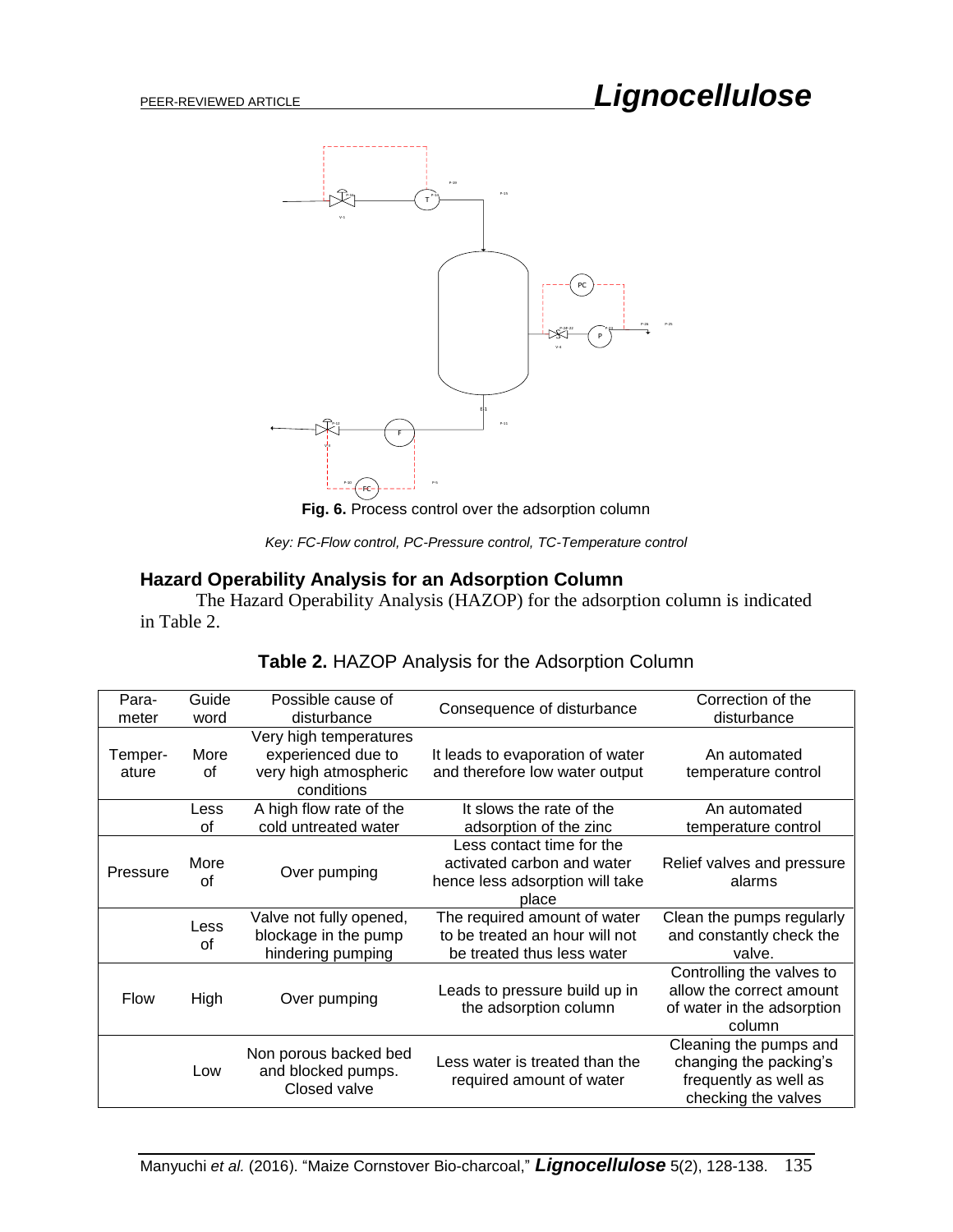**Fig. 6.** Process control over the adsorption column

*Key: FC-Flow control, PC-Pressure control, TC-Temperature control*

## Hazard Operability Analysis for an Adsorption Column

The Hazard Operability Analysis (HAZOP) for the adsorption column is indicated in Table 2.

**Table 2.** HAZOP Analysis for the Adsorption Column

| Para-meter | Guide word | Possible cause of disturbance | Consequence of disturbance | Correction of the disturbance |
|---|---|---|---|---|
| Temper-ature | More of | Very high temperatures experienced due to very high atmospheric conditions | It leads to evaporation of water and therefore low water output | An automated temperature control |
| | Less of | A high flow rate of the cold untreated water | It slows the rate of the adsorption of the zinc | An automated temperature control |
| Pressure | More of | Over pumping | Less contact time for the activated carbon and water hence less adsorption will take place | Relief valves and pressure alarms |
| | Less of | Valve not fully opened, blockage in the pump hindering pumping | The required amount of water to be treated an hour will not be treated thus less water | Clean the pumps regularly and constantly check the valve. |
| Flow | High | Over pumping | Leads to pressure build up in the adsorption column | Controlling the valves to allow the correct amount of water in the adsorption column |
| | Low | Non porous backed bed and blocked pumps. Closed valve | Less water is treated than the required amount of water | Cleaning the pumps and changing the packing's frequently as well as checking the valves |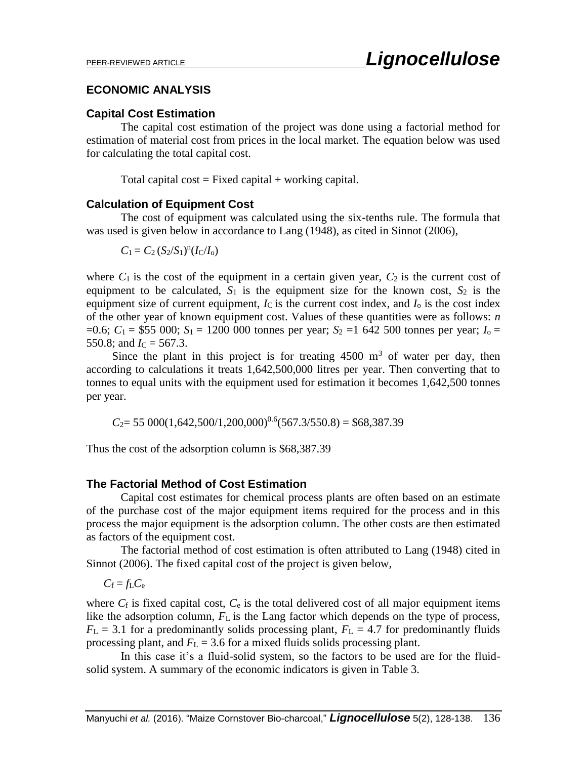## ECONOMIC ANALYSIS

### Capital Cost Estimation

The capital cost estimation of the project was done using a factorial method for estimation of material cost from prices in the local market. The equation below was used for calculating the total capital cost.

Total capital cost = Fixed capital + working capital.

### Calculation of Equipment Cost

The cost of equipment was calculated using the six-tenths rule. The formula that was used is given below in accordance to Lang (1948), as cited in Sinnot (2006),

$$C_1 = C_2\,(S_2/S_1)^n(I_C/I_o)$$

where $C_1$ is the cost of the equipment in a certain given year, $C_2$ is the current cost of equipment to be calculated, $S_1$ is the equipment size for the known cost, $S_2$ is the equipment size of current equipment, $I_C$ is the current cost index, and $I_o$ is the cost index of the other year of known equipment cost. Values of these quantities were as follows: $n$ =0.6; $C_1$ = \$55 000; $S_1$ = 1200 000 tonnes per year; $S_2$ =1 642 500 tonnes per year; $I_o$ = 550.8; and $I_C$ = 567.3.

Since the plant in this project is for treating 4500 $m^3$ of water per day, then according to calculations it treats 1,642,500,000 litres per year. Then converting that to tonnes to equal units with the equipment used for estimation it becomes 1,642,500 tonnes per year.

$$C_2 = 55\,000(1{,}642{,}500/1{,}200{,}000)^{0.6}(567.3/550.8) = \$68{,}387.39$$

Thus the cost of the adsorption column is $68,387.39

### The Factorial Method of Cost Estimation

Capital cost estimates for chemical process plants are often based on an estimate of the purchase cost of the major equipment items required for the process and in this process the major equipment is the adsorption column. The other costs are then estimated as factors of the equipment cost.

The factorial method of cost estimation is often attributed to Lang (1948) cited in Sinnot (2006). The fixed capital cost of the project is given below,

$$C_f = f_L C_e$$

where $C_f$ is fixed capital cost, $C_e$ is the total delivered cost of all major equipment items like the adsorption column, $F_L$ is the Lang factor which depends on the type of process, $F_L$ = 3.1 for a predominantly solids processing plant, $F_L$ = 4.7 for predominantly fluids processing plant, and $F_L$ = 3.6 for a mixed fluids solids processing plant.

In this case it's a fluid-solid system, so the factors to be used are for the fluid-solid system. A summary of the economic indicators is given in Table 3.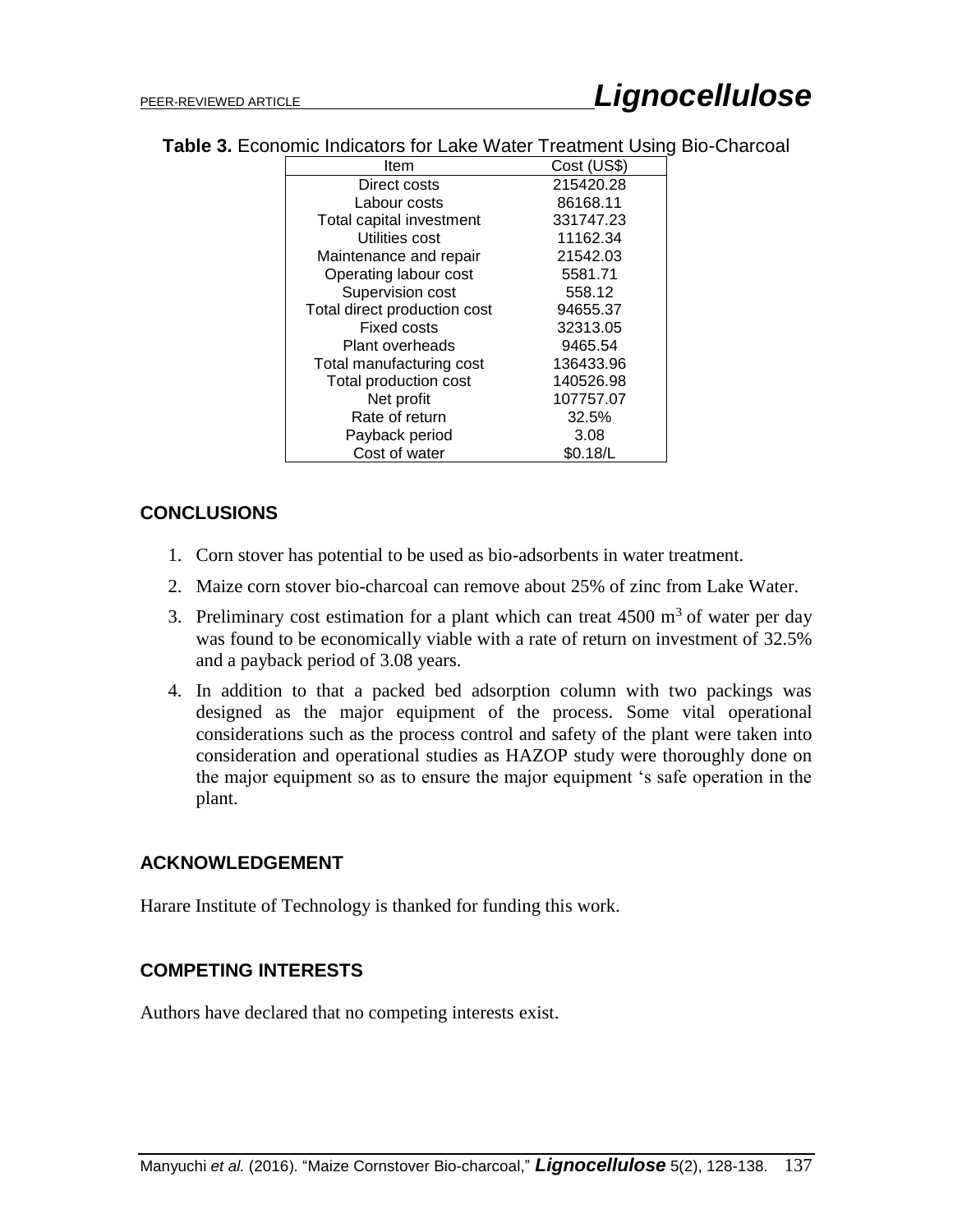**Table 3.** Economic Indicators for Lake Water Treatment Using Bio-Charcoal

| Item | Cost (US$) |
|---|---|
| Direct costs | 215420.28 |
| Labour costs | 86168.11 |
| Total capital investment | 331747.23 |
| Utilities cost | 11162.34 |
| Maintenance and repair | 21542.03 |
| Operating labour cost | 5581.71 |
| Supervision cost | 558.12 |
| Total direct production cost | 94655.37 |
| Fixed costs | 32313.05 |
| Plant overheads | 9465.54 |
| Total manufacturing cost | 136433.96 |
| Total production cost | 140526.98 |
| Net profit | 107757.07 |
| Rate of return | 32.5% |
| Payback period | 3.08 |
| Cost of water | $0.18/L |

## CONCLUSIONS

1. Corn stover has potential to be used as bio-adsorbents in water treatment.
2. Maize corn stover bio-charcoal can remove about 25% of zinc from Lake Water.
3. Preliminary cost estimation for a plant which can treat 4500 $m^3$ of water per day was found to be economically viable with a rate of return on investment of 32.5% and a payback period of 3.08 years.
4. In addition to that a packed bed adsorption column with two packings was designed as the major equipment of the process. Some vital operational considerations such as the process control and safety of the plant were taken into consideration and operational studies as HAZOP study were thoroughly done on the major equipment so as to ensure the major equipment 's safe operation in the plant.

## ACKNOWLEDGEMENT

Harare Institute of Technology is thanked for funding this work.

## COMPETING INTERESTS

Authors have declared that no competing interests exist.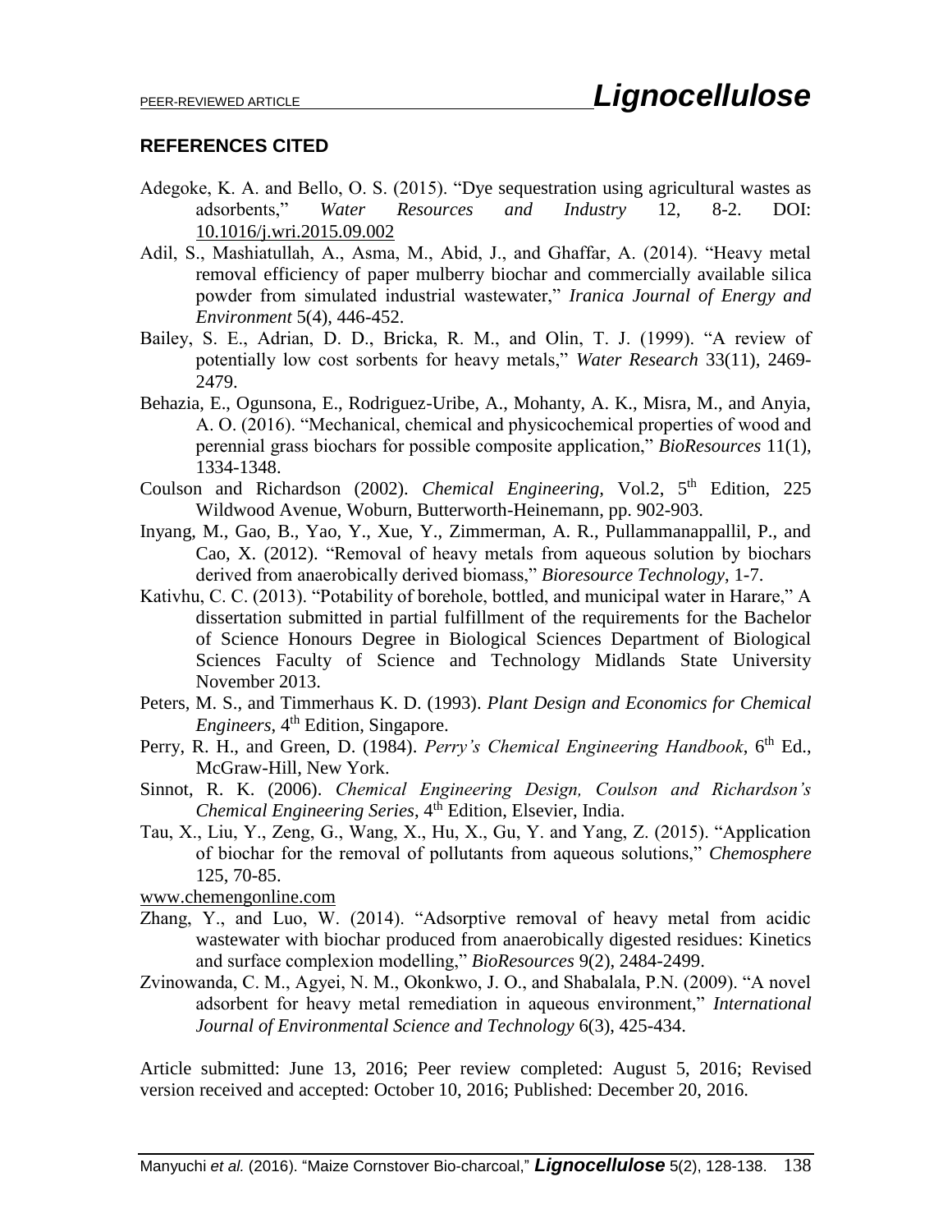## REFERENCES CITED

Adegoke, K. A. and Bello, O. S. (2015). "Dye sequestration using agricultural wastes as adsorbents," *Water Resources and Industry* 12, 8-2. DOI: 10.1016/j.wri.2015.09.002

Adil, S., Mashiatullah, A., Asma, M., Abid, J., and Ghaffar, A. (2014). "Heavy metal removal efficiency of paper mulberry biochar and commercially available silica powder from simulated industrial wastewater," *Iranica Journal of Energy and Environment* 5(4), 446-452.

Bailey, S. E., Adrian, D. D., Bricka, R. M., and Olin, T. J. (1999). "A review of potentially low cost sorbents for heavy metals," *Water Research* 33(11), 2469-2479.

Behazia, E., Ogunsona, E., Rodriguez-Uribe, A., Mohanty, A. K., Misra, M., and Anyia, A. O. (2016). "Mechanical, chemical and physicochemical properties of wood and perennial grass biochars for possible composite application," *BioResources* 11(1), 1334-1348.

Coulson and Richardson (2002). *Chemical Engineering,* Vol.2, 5th Edition, 225 Wildwood Avenue, Woburn, Butterworth-Heinemann, pp. 902-903.

Inyang, M., Gao, B., Yao, Y., Xue, Y., Zimmerman, A. R., Pullammanappallil, P., and Cao, X. (2012). "Removal of heavy metals from aqueous solution by biochars derived from anaerobically derived biomass," *Bioresource Technology*, 1-7.

Kativhu, C. C. (2013). "Potability of borehole, bottled, and municipal water in Harare," A dissertation submitted in partial fulfillment of the requirements for the Bachelor of Science Honours Degree in Biological Sciences Department of Biological Sciences Faculty of Science and Technology Midlands State University November 2013.

Peters, M. S., and Timmerhaus K. D. (1993). *Plant Design and Economics for Chemical Engineers*, 4th Edition, Singapore.

Perry, R. H., and Green, D. (1984). *Perry's Chemical Engineering Handbook*, 6th Ed., McGraw-Hill, New York.

Sinnot, R. K. (2006). *Chemical Engineering Design, Coulson and Richardson's Chemical Engineering Series*, 4th Edition, Elsevier, India.

Tau, X., Liu, Y., Zeng, G., Wang, X., Hu, X., Gu, Y. and Yang, Z. (2015). "Application of biochar for the removal of pollutants from aqueous solutions," *Chemosphere* 125, 70-85.

www.chemengonline.com

Zhang, Y., and Luo, W. (2014). "Adsorptive removal of heavy metal from acidic wastewater with biochar produced from anaerobically digested residues: Kinetics and surface complexion modelling," *BioResources* 9(2), 2484-2499.

Zvinowanda, C. M., Agyei, N. M., Okonkwo, J. O., and Shabalala, P.N. (2009). "A novel adsorbent for heavy metal remediation in aqueous environment," *International Journal of Environmental Science and Technology* 6(3), 425-434.

Article submitted: June 13, 2016; Peer review completed: August 5, 2016; Revised version received and accepted: October 10, 2016; Published: December 20, 2016.